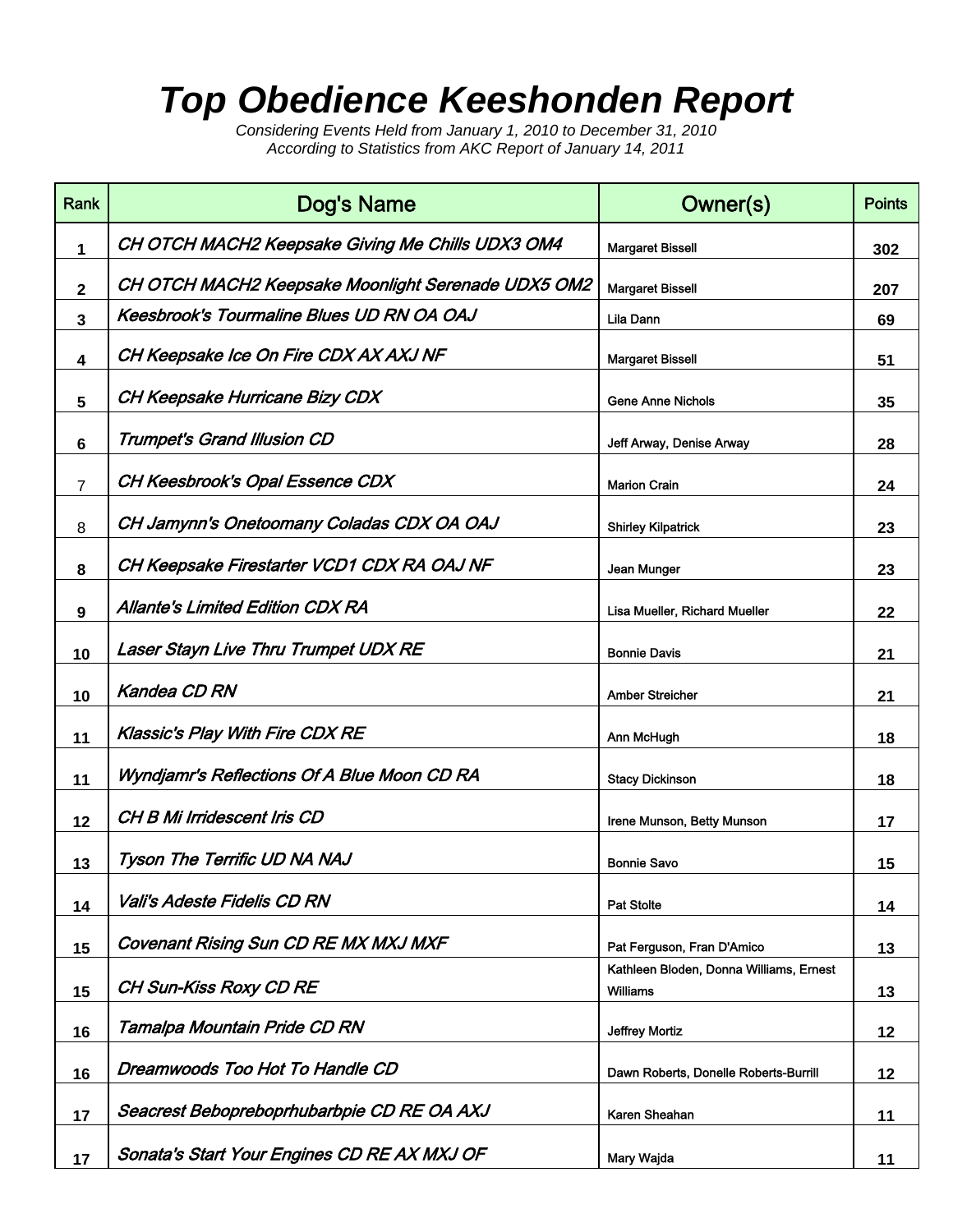# Top Obedience Keeshonden Report

*Considering Events Held from January 1, 2010 to December 31, 2010*
*According to Statistics from AKC Report of January 14, 2011*

| Rank | Dog's Name | Owner(s) | Points |
|---|---|---|---|
| 1 | *CH OTCH MACH2 Keepsake Giving Me Chills UDX3 OM4* | Margaret Bissell | 302 |
| 2 | *CH OTCH MACH2 Keepsake Moonlight Serenade UDX5 OM2* | Margaret Bissell | 207 |
| 3 | *Keesbrook's Tourmaline Blues UD RN OA OAJ* | Lila Dann | 69 |
| 4 | *CH Keepsake Ice On Fire CDX AX AXJ NF* | Margaret Bissell | 51 |
| 5 | *CH Keepsake Hurricane Bizy CDX* | Gene Anne Nichols | 35 |
| 6 | *Trumpet's Grand Illusion CD* | Jeff Arway, Denise Arway | 28 |
| 7 | *CH Keesbrook's Opal Essence CDX* | Marion Crain | 24 |
| 8 | *CH Jamynn's Onetoomany Coladas CDX OA OAJ* | Shirley Kilpatrick | 23 |
| 8 | *CH Keepsake Firestarter VCD1 CDX RA OAJ NF* | Jean Munger | 23 |
| 9 | *Allante's Limited Edition CDX RA* | Lisa Mueller, Richard Mueller | 22 |
| 10 | *Laser Stayn Live Thru Trumpet UDX RE* | Bonnie Davis | 21 |
| 10 | *Kandea CD RN* | Amber Streicher | 21 |
| 11 | *Klassic's Play With Fire CDX RE* | Ann McHugh | 18 |
| 11 | *Wyndjamr's Reflections Of A Blue Moon CD RA* | Stacy Dickinson | 18 |
| 12 | *CH B Mi Irridescent Iris CD* | Irene Munson, Betty Munson | 17 |
| 13 | *Tyson The Terrific UD NA NAJ* | Bonnie Savo | 15 |
| 14 | *Vali's Adeste Fidelis CD RN* | Pat Stolte | 14 |
| 15 | *Covenant Rising Sun CD RE MX MXJ MXF* | Pat Ferguson, Fran D'Amico | 13 |
| 15 | *CH Sun-Kiss Roxy CD RE* | Kathleen Bloden, Donna Williams, Ernest Williams | 13 |
| 16 | *Tamalpa Mountain Pride CD RN* | Jeffrey Mortiz | 12 |
| 16 | *Dreamwoods Too Hot To Handle CD* | Dawn Roberts, Donelle Roberts-Burrill | 12 |
| 17 | *Seacrest Bebopreboprhubarbpie CD RE OA AXJ* | Karen Sheahan | 11 |
| 17 | *Sonata's Start Your Engines CD RE AX MXJ OF* | Mary Wajda | 11 |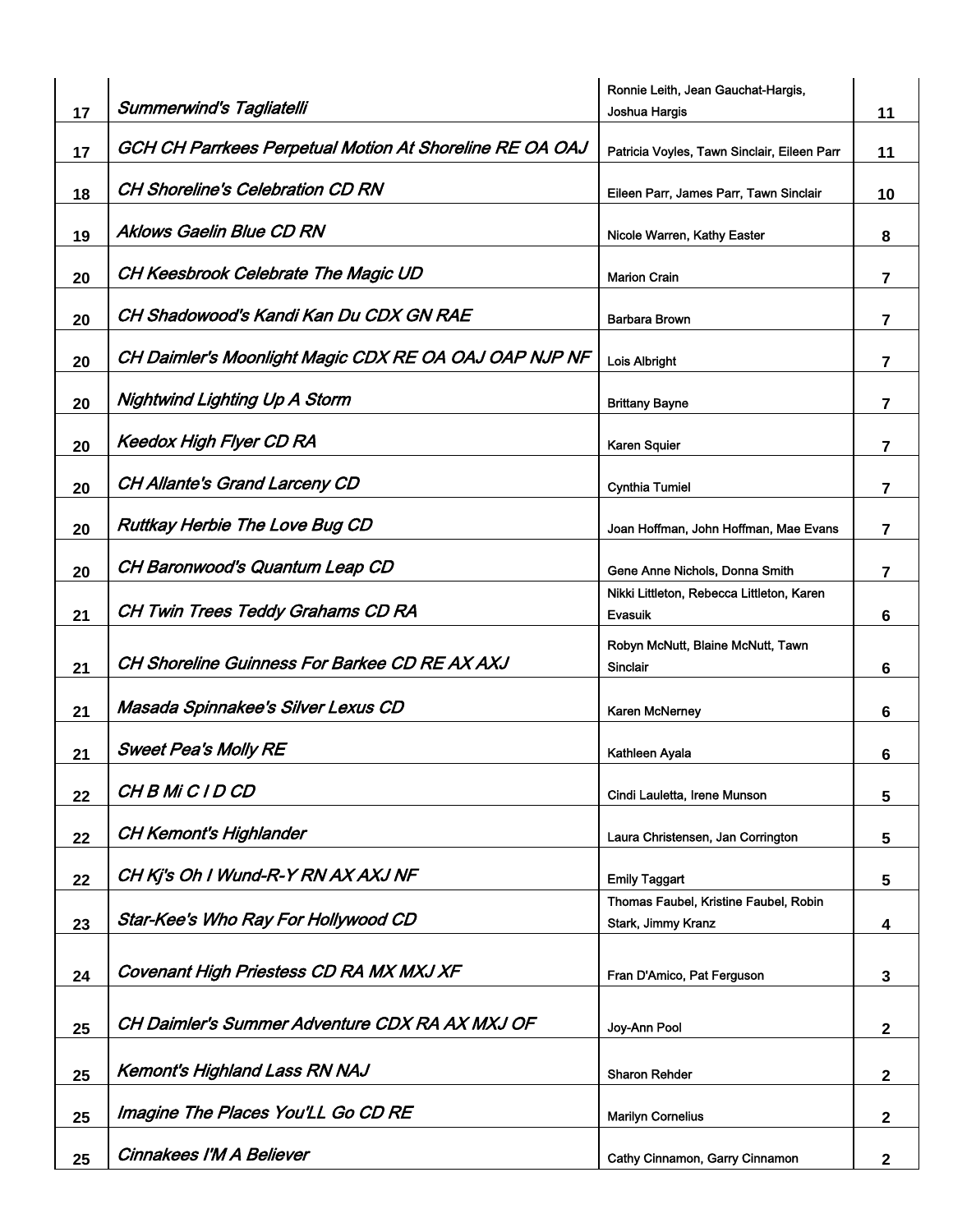| | | | |
|---|---|---|---|
| 17 | *Summerwind's Tagliatelli* | Ronnie Leith, Jean Gauchat-Hargis, Joshua Hargis | 11 |
| 17 | *GCH CH Parrkees Perpetual Motion At Shoreline RE OA OAJ* | Patricia Voyles, Tawn Sinclair, Eileen Parr | 11 |
| 18 | *CH Shoreline's Celebration CD RN* | Eileen Parr, James Parr, Tawn Sinclair | 10 |
| 19 | *Aklows Gaelin Blue CD RN* | Nicole Warren, Kathy Easter | 8 |
| 20 | *CH Keesbrook Celebrate The Magic UD* | Marion Crain | 7 |
| 20 | *CH Shadowood's Kandi Kan Du CDX GN RAE* | Barbara Brown | 7 |
| 20 | *CH Daimler's Moonlight Magic CDX RE OA OAJ OAP NJP NF* | Lois Albright | 7 |
| 20 | *Nightwind Lighting Up A Storm* | Brittany Bayne | 7 |
| 20 | *Keedox High Flyer CD RA* | Karen Squier | 7 |
| 20 | *CH Allante's Grand Larceny CD* | Cynthia Tumiel | 7 |
| 20 | *Ruttkay Herbie The Love Bug CD* | Joan Hoffman, John Hoffman, Mae Evans | 7 |
| 20 | *CH Baronwood's Quantum Leap CD* | Gene Anne Nichols, Donna Smith | 7 |
| 21 | *CH Twin Trees Teddy Grahams CD RA* | Nikki Littleton, Rebecca Littleton, Karen Evasuik | 6 |
| 21 | *CH Shoreline Guinness For Barkee CD RE AX AXJ* | Robyn McNutt, Blaine McNutt, Tawn Sinclair | 6 |
| 21 | *Masada Spinnakee's Silver Lexus CD* | Karen McNerney | 6 |
| 21 | *Sweet Pea's Molly RE* | Kathleen Ayala | 6 |
| 22 | *CH B Mi C I D CD* | Cindi Lauletta, Irene Munson | 5 |
| 22 | *CH Kemont's Highlander* | Laura Christensen, Jan Corrington | 5 |
| 22 | *CH Kj's Oh I Wund-R-Y RN AX AXJ NF* | Emily Taggart | 5 |
| 23 | *Star-Kee's Who Ray For Hollywood CD* | Thomas Faubel, Kristine Faubel, Robin Stark, Jimmy Kranz | 4 |
| 24 | *Covenant High Priestess CD RA MX MXJ XF* | Fran D'Amico, Pat Ferguson | 3 |
| 25 | *CH Daimler's Summer Adventure CDX RA AX MXJ OF* | Joy-Ann Pool | 2 |
| 25 | *Kemont's Highland Lass RN NAJ* | Sharon Rehder | 2 |
| 25 | *Imagine The Places You'LL Go CD RE* | Marilyn Cornelius | 2 |
| 25 | *Cinnakees I'M A Believer* | Cathy Cinnamon, Garry Cinnamon | 2 |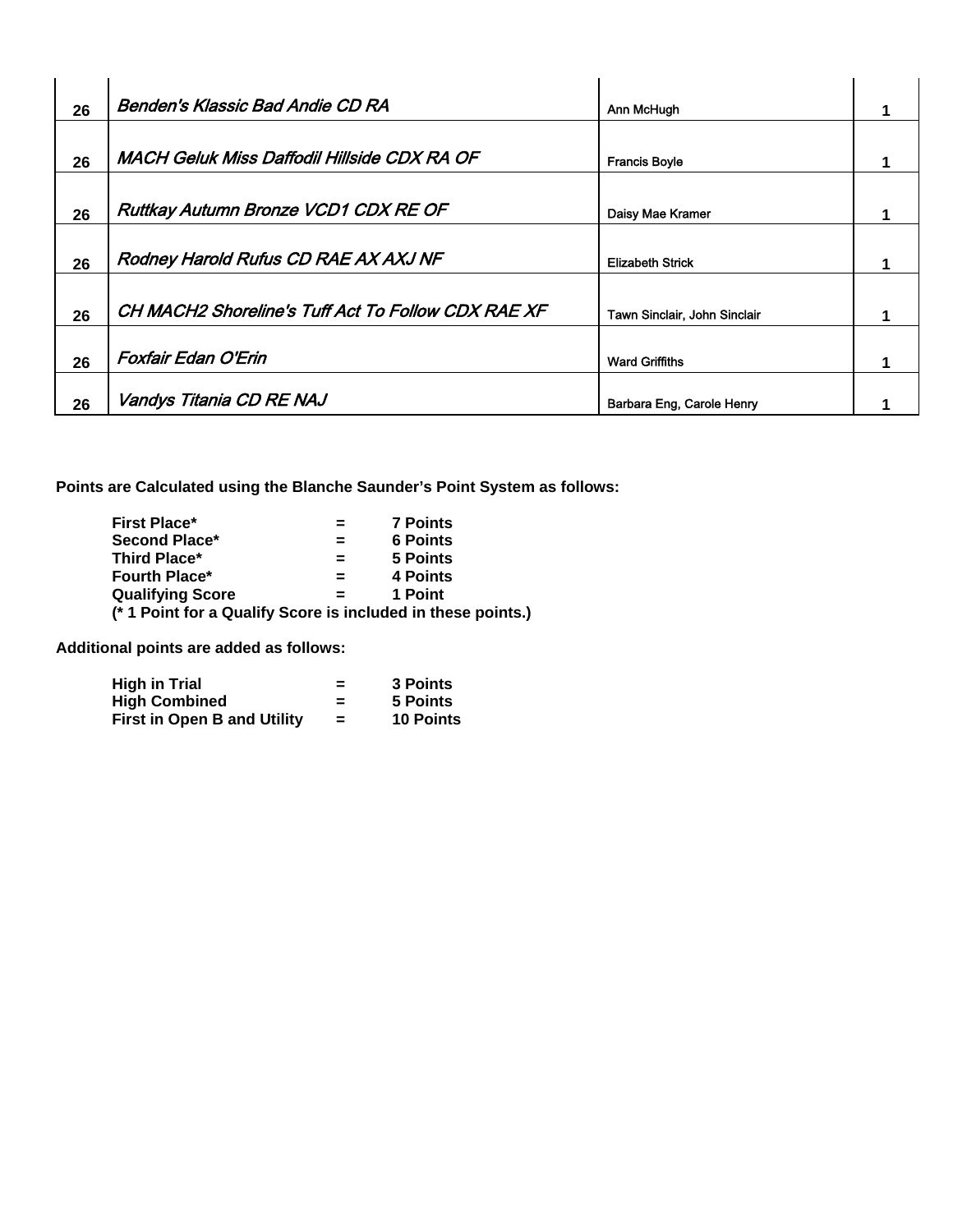| | | | |
|---|---|---|---|
| 26 | *Benden's Klassic Bad Andie CD RA* | Ann McHugh | 1 |
| 26 | *MACH Geluk Miss Daffodil Hillside CDX RA OF* | Francis Boyle | 1 |
| 26 | *Ruttkay Autumn Bronze VCD1 CDX RE OF* | Daisy Mae Kramer | 1 |
| 26 | *Rodney Harold Rufus CD RAE AX AXJ NF* | Elizabeth Strick | 1 |
| 26 | *CH MACH2 Shoreline's Tuff Act To Follow CDX RAE XF* | Tawn Sinclair, John Sinclair | 1 |
| 26 | *Foxfair Edan O'Erin* | Ward Griffiths | 1 |
| 26 | *Vandys Titania CD RE NAJ* | Barbara Eng, Carole Henry | 1 |

**Points are Calculated using the Blanche Saunder's Point System as follows:**

| | | |
|---|---|---|
| **First Place*** | **=** | **7 Points** |
| **Second Place*** | **=** | **6 Points** |
| **Third Place*** | **=** | **5 Points** |
| **Fourth Place*** | **=** | **4 Points** |
| **Qualifying Score** | **=** | **1 Point** |

**(* 1 Point for a Qualify Score is included in these points.)**

**Additional points are added as follows:**

| | | |
|---|---|---|
| **High in Trial** | **=** | **3 Points** |
| **High Combined** | **=** | **5 Points** |
| **First in Open B and Utility** | **=** | **10 Points** |